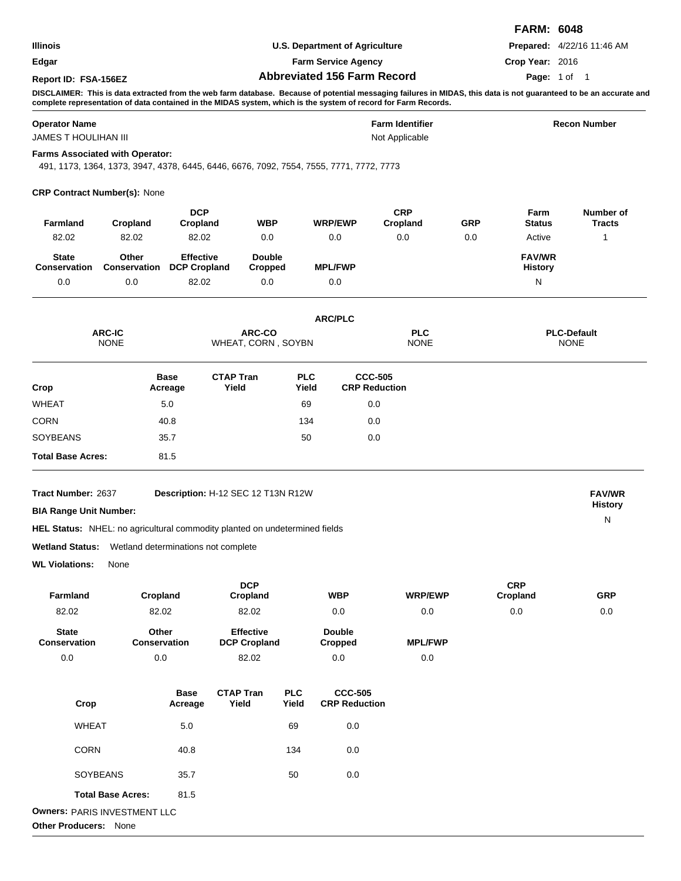**FARM: 6048**

| | | |
|---|---|---|
| **Illinois** | **U.S. Department of Agriculture** | **Prepared:** 4/22/16 11:46 AM |
| **Edgar** | **Farm Service Agency** | **Crop Year:** 2016 |
| **Report ID: FSA-156EZ** | **Abbreviated 156 Farm Record** | |

**DISCLAIMER: This is data extracted from the web farm database. Because of potential messaging failures in MIDAS, this data is not guaranteed to be an accurate and complete representation of data contained in the MIDAS system, which is the system of record for Farm Records.**

| **Operator Name** | **Farm Identifier** | **Recon Number** |
|---|---|---|
| JAMES T HOULIHAN III | Not Applicable | |

**Farms Associated with Operator:**
491, 1173, 1364, 1373, 3947, 4378, 6445, 6446, 6676, 7092, 7554, 7555, 7771, 7772, 7773

**CRP Contract Number(s):** None

| Farmland | Cropland | DCP Cropland | WBP | WRP/EWP | CRP Cropland | GRP | Farm Status | Number of Tracts |
|---|---|---|---|---|---|---|---|---|
| 82.02 | 82.02 | 82.02 | 0.0 | 0.0 | 0.0 | 0.0 | Active | 1 |

| State Conservation | Other Conservation | Effective DCP Cropland | Double Cropped | MPL/FWP | FAV/WR History |
|---|---|---|---|---|---|
| 0.0 | 0.0 | 82.02 | 0.0 | 0.0 | N |

**ARC/PLC**

| ARC-IC | ARC-CO | PLC | PLC-Default |
|---|---|---|---|
| NONE | WHEAT, CORN , SOYBN | NONE | NONE |

| Crop | Base Acreage | CTAP Tran Yield | PLC Yield | CCC-505 CRP Reduction |
|---|---|---|---|---|
| WHEAT | 5.0 | | 69 | 0.0 |
| CORN | 40.8 | | 134 | 0.0 |
| SOYBEANS | 35.7 | | 50 | 0.0 |
| **Total Base Acres:** | 81.5 | | | |

**Tract Number:** 2637 **Description:** H-12 SEC 12 T13N R12W

**BIA Range Unit Number:**

**FAV/WR History:** N

**HEL Status:** NHEL: no agricultural commodity planted on undetermined fields

**Wetland Status:** Wetland determinations not complete

**WL Violations:** None

| Farmland | Cropland | DCP Cropland | WBP | WRP/EWP | CRP Cropland | GRP |
|---|---|---|---|---|---|---|
| 82.02 | 82.02 | 82.02 | 0.0 | 0.0 | 0.0 | 0.0 |

| State Conservation | Other Conservation | Effective DCP Cropland | Double Cropped | MPL/FWP |
|---|---|---|---|---|
| 0.0 | 0.0 | 82.02 | 0.0 | 0.0 |

| Crop | Base Acreage | CTAP Tran Yield | PLC Yield | CCC-505 CRP Reduction |
|---|---|---|---|---|
| WHEAT | 5.0 | | 69 | 0.0 |
| CORN | 40.8 | | 134 | 0.0 |
| SOYBEANS | 35.7 | | 50 | 0.0 |
| **Total Base Acres:** | 81.5 | | | |

**Owners:** PARIS INVESTMENT LLC

**Other Producers:** None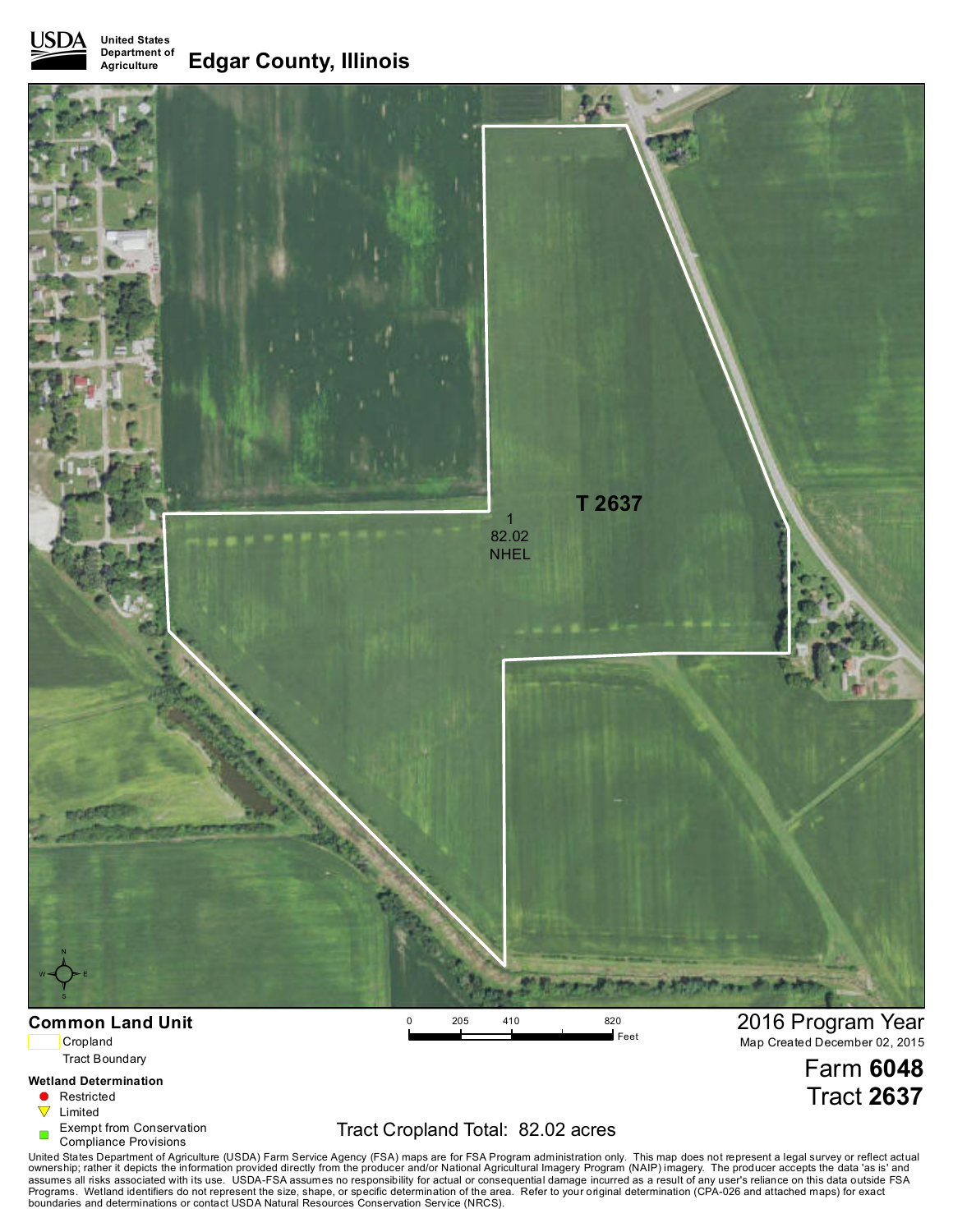United States Department of Agriculture

# Edgar County, Illinois

T 2637

1
82.02
NHEL

N
W E
S

0 205 410 820
Feet

## Common Land Unit

Cropland

Tract Boundary

## Wetland Determination

- Restricted
- Limited
- Exempt from Conservation Compliance Provisions

Tract Cropland Total: 82.02 acres

2016 Program Year

Map Created December 02, 2015

Farm **6048**

Tract **2637**

United States Department of Agriculture (USDA) Farm Service Agency (FSA) maps are for FSA Program administration only. This map does not represent a legal survey or reflect actual ownership; rather it depicts the information provided directly from the producer and/or National Agricultural Imagery Program (NAIP) imagery. The producer accepts the data 'as is' and assumes all risks associated with its use. USDA-FSA assumes no responsibility for actual or consequential damage incurred as a result of any user's reliance on this data outside FSA Programs. Wetland identifiers do not represent the size, shape, or specific determination of the area. Refer to your original determination (CPA-026 and attached maps) for exact boundaries and determinations or contact USDA Natural Resources Conservation Service (NRCS).